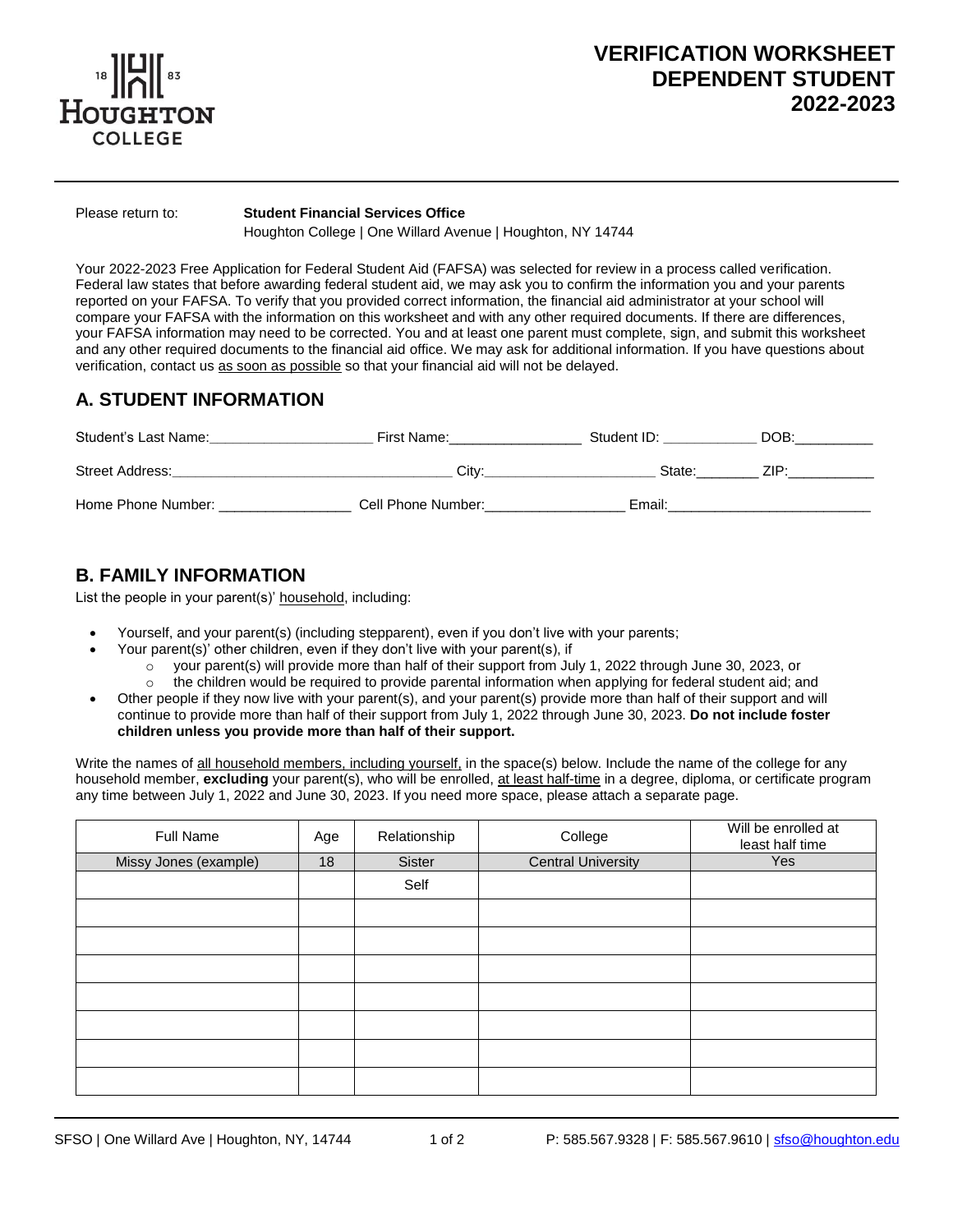# VERIFICATION WORKSHEET
# DEPENDENT STUDENT
# 2022-2023

Please return to: **Student Financial Services Office**
Houghton College | One Willard Avenue | Houghton, NY 14744

Your 2022-2023 Free Application for Federal Student Aid (FAFSA) was selected for review in a process called verification. Federal law states that before awarding federal student aid, we may ask you to confirm the information you and your parents reported on your FAFSA. To verify that you provided correct information, the financial aid administrator at your school will compare your FAFSA with the information on this worksheet and with any other required documents. If there are differences, your FAFSA information may need to be corrected. You and at least one parent must complete, sign, and submit this worksheet and any other required documents to the financial aid office. We may ask for additional information. If you have questions about verification, contact us as soon as possible so that your financial aid will not be delayed.

## A. STUDENT INFORMATION

Student's Last Name:____________________ First Name:________________ Student ID: ____________ DOB:__________

Street Address:___________________________________ City:_____________________ State:________ ZIP:___________

Home Phone Number: ________________ Cell Phone Number:_________________ Email:_________________________

## B. FAMILY INFORMATION

List the people in your parent(s)' household, including:

- Yourself, and your parent(s) (including stepparent), even if you don't live with your parents;
- Your parent(s)' other children, even if they don't live with your parent(s), if
  - your parent(s) will provide more than half of their support from July 1, 2022 through June 30, 2023, or
  - the children would be required to provide parental information when applying for federal student aid; and
- Other people if they now live with your parent(s), and your parent(s) provide more than half of their support and will continue to provide more than half of their support from July 1, 2022 through June 30, 2023. **Do not include foster children unless you provide more than half of their support.**

Write the names of all household members, including yourself, in the space(s) below. Include the name of the college for any household member, **excluding** your parent(s), who will be enrolled, at least half-time in a degree, diploma, or certificate program any time between July 1, 2022 and June 30, 2023. If you need more space, please attach a separate page.

| Full Name | Age | Relationship | College | Will be enrolled at least half time |
|---|---|---|---|---|
| Missy Jones (example) | 18 | Sister | Central University | Yes |
| | | Self | | |
| | | | | |
| | | | | |
| | | | | |
| | | | | |
| | | | | |
| | | | | |
| | | | | |

SFSO | One Willard Ave | Houghton, NY, 14744 P: 585.567.9328 | F: 585.567.9610 | sfso@houghton.edu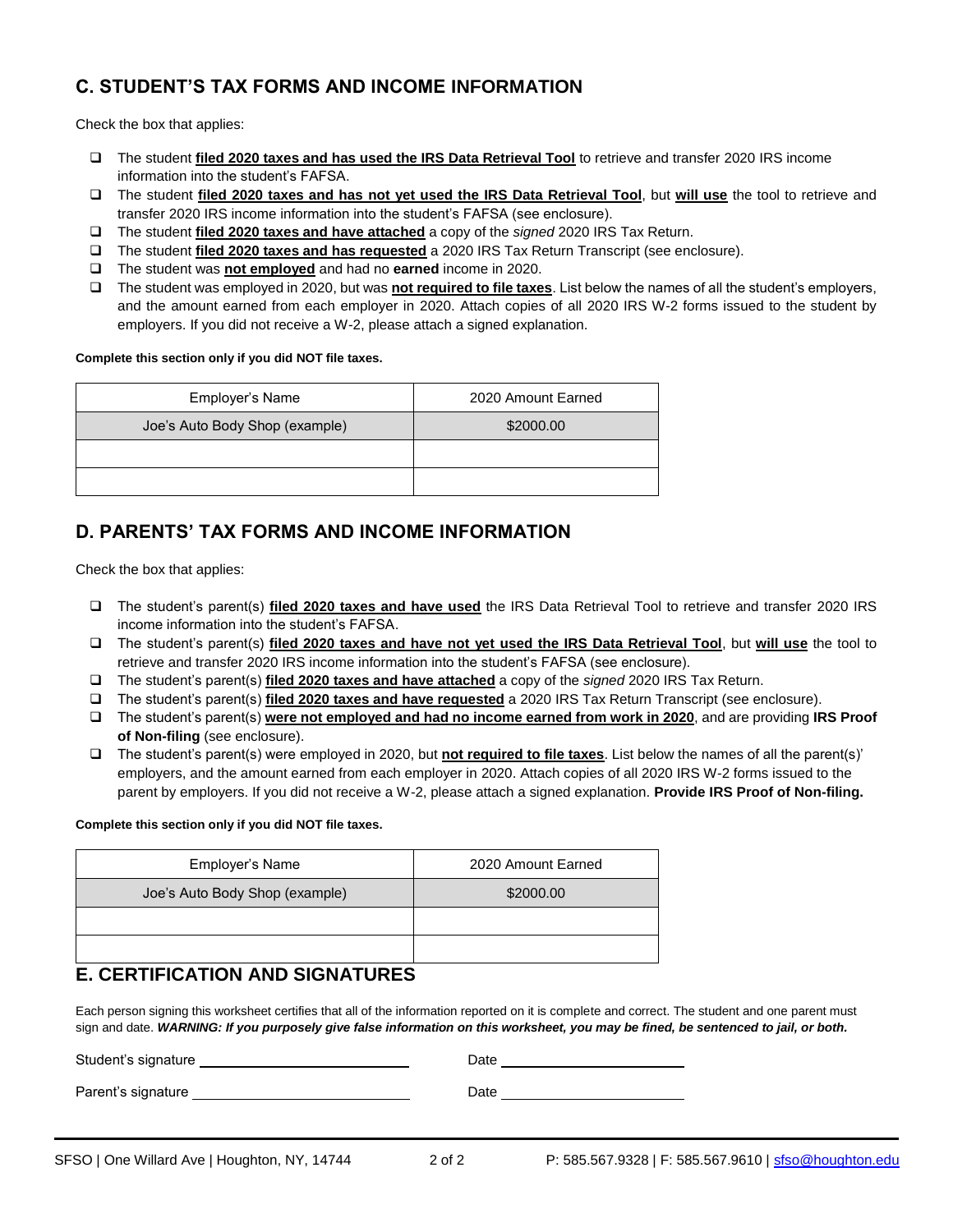## C. STUDENT'S TAX FORMS AND INCOME INFORMATION

Check the box that applies:

- ❑ The student **filed 2020 taxes and has used the IRS Data Retrieval Tool** to retrieve and transfer 2020 IRS income information into the student's FAFSA.
- ❑ The student **filed 2020 taxes and has not yet used the IRS Data Retrieval Tool**, but **will use** the tool to retrieve and transfer 2020 IRS income information into the student's FAFSA (see enclosure).
- ❑ The student **filed 2020 taxes and have attached** a copy of the *signed* 2020 IRS Tax Return.
- ❑ The student **filed 2020 taxes and has requested** a 2020 IRS Tax Return Transcript (see enclosure).
- ❑ The student was **not employed** and had no **earned** income in 2020.
- ❑ The student was employed in 2020, but was **not required to file taxes**. List below the names of all the student's employers, and the amount earned from each employer in 2020. Attach copies of all 2020 IRS W-2 forms issued to the student by employers. If you did not receive a W-2, please attach a signed explanation.

**Complete this section only if you did NOT file taxes.**

| Employer's Name | 2020 Amount Earned |
|---|---|
| Joe's Auto Body Shop (example) | $2000.00 |
| | |
| | |

## D. PARENTS' TAX FORMS AND INCOME INFORMATION

Check the box that applies:

- ❑ The student's parent(s) **filed 2020 taxes and have used** the IRS Data Retrieval Tool to retrieve and transfer 2020 IRS income information into the student's FAFSA.
- ❑ The student's parent(s) **filed 2020 taxes and have not yet used the IRS Data Retrieval Tool**, but **will use** the tool to retrieve and transfer 2020 IRS income information into the student's FAFSA (see enclosure).
- ❑ The student's parent(s) **filed 2020 taxes and have attached** a copy of the *signed* 2020 IRS Tax Return.
- ❑ The student's parent(s) **filed 2020 taxes and have requested** a 2020 IRS Tax Return Transcript (see enclosure).
- ❑ The student's parent(s) **were not employed and had no income earned from work in 2020**, and are providing **IRS Proof of Non-filing** (see enclosure).
- ❑ The student's parent(s) were employed in 2020, but **not required to file taxes**. List below the names of all the parent(s)' employers, and the amount earned from each employer in 2020. Attach copies of all 2020 IRS W-2 forms issued to the parent by employers. If you did not receive a W-2, please attach a signed explanation. **Provide IRS Proof of Non-filing.**

**Complete this section only if you did NOT file taxes.**

| Employer's Name | 2020 Amount Earned |
|---|---|
| Joe's Auto Body Shop (example) | $2000.00 |
| | |
| | |

## E. CERTIFICATION AND SIGNATURES

Each person signing this worksheet certifies that all of the information reported on it is complete and correct. The student and one parent must sign and date. ***WARNING: If you purposely give false information on this worksheet, you may be fined, be sentenced to jail, or both.***

Student's signature ______________________ Date ____________________

Parent's signature ______________________ Date ____________________

SFSO | One Willard Ave | Houghton, NY, 14744 P: 585.567.9328 | F: 585.567.9610 | sfso@houghton.edu